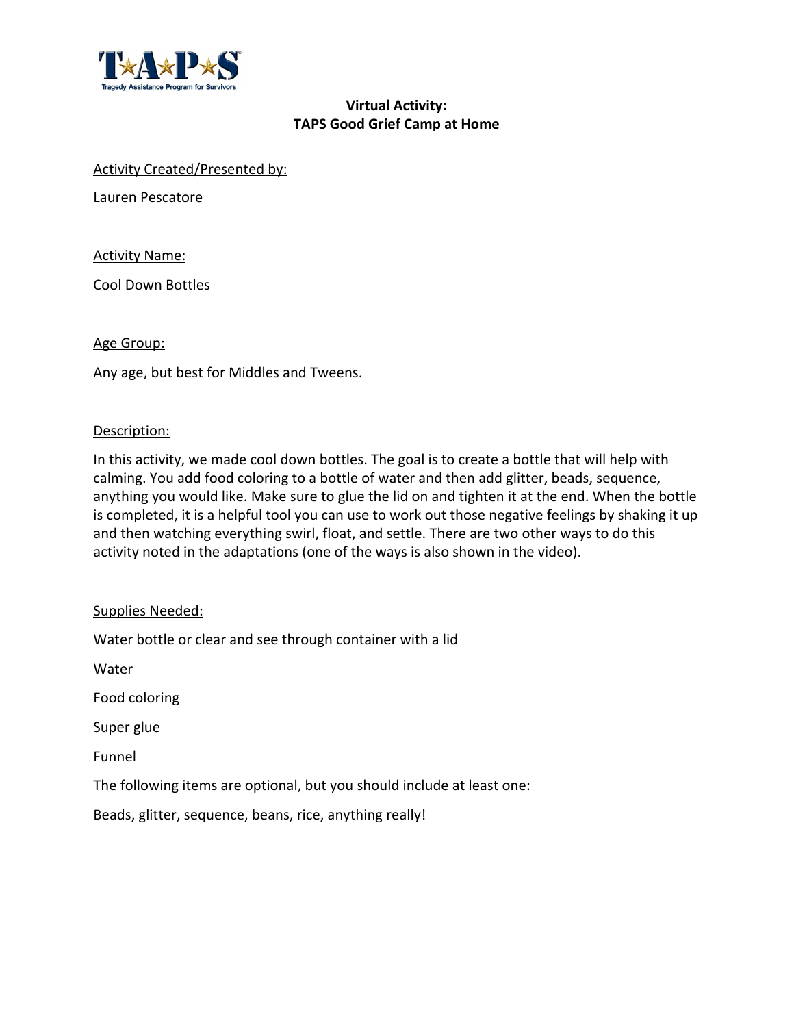TAPS
Tragedy Assistance Program for Survivors

**Virtual Activity:**
**TAPS Good Grief Camp at Home**

Activity Created/Presented by:

Lauren Pescatore

Activity Name:

Cool Down Bottles

Age Group:

Any age, but best for Middles and Tweens.

Description:

In this activity, we made cool down bottles. The goal is to create a bottle that will help with calming. You add food coloring to a bottle of water and then add glitter, beads, sequence, anything you would like. Make sure to glue the lid on and tighten it at the end. When the bottle is completed, it is a helpful tool you can use to work out those negative feelings by shaking it up and then watching everything swirl, float, and settle. There are two other ways to do this activity noted in the adaptations (one of the ways is also shown in the video).

Supplies Needed:

Water bottle or clear and see through container with a lid

Water

Food coloring

Super glue

Funnel

The following items are optional, but you should include at least one:

Beads, glitter, sequence, beans, rice, anything really!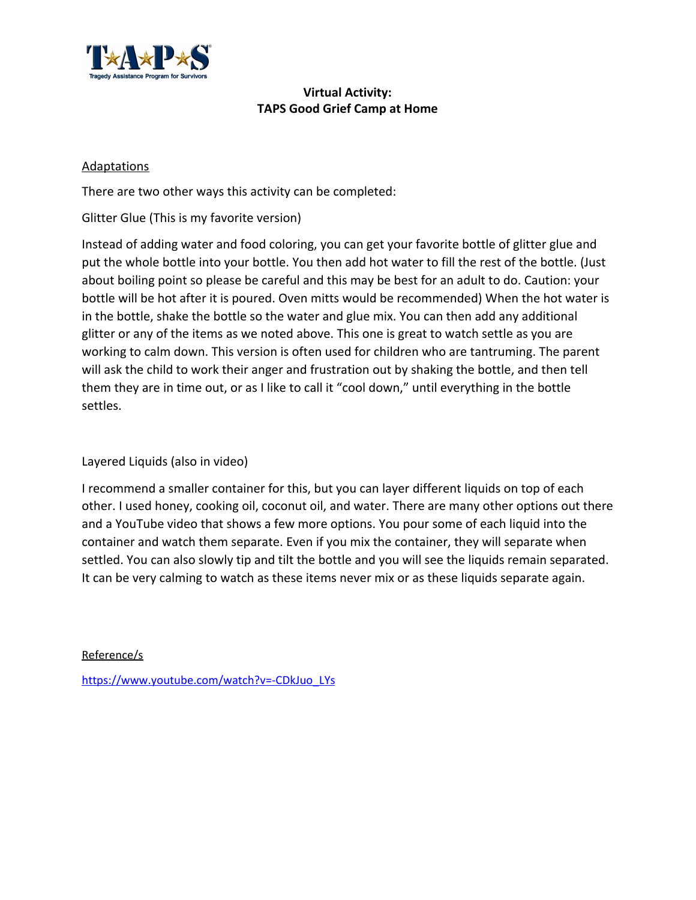**Virtual Activity:**
**TAPS Good Grief Camp at Home**

Adaptations

There are two other ways this activity can be completed:

Glitter Glue (This is my favorite version)

Instead of adding water and food coloring, you can get your favorite bottle of glitter glue and put the whole bottle into your bottle. You then add hot water to fill the rest of the bottle. (Just about boiling point so please be careful and this may be best for an adult to do. Caution: your bottle will be hot after it is poured. Oven mitts would be recommended) When the hot water is in the bottle, shake the bottle so the water and glue mix. You can then add any additional glitter or any of the items as we noted above. This one is great to watch settle as you are working to calm down. This version is often used for children who are tantruming. The parent will ask the child to work their anger and frustration out by shaking the bottle, and then tell them they are in time out, or as I like to call it "cool down," until everything in the bottle settles.

Layered Liquids (also in video)

I recommend a smaller container for this, but you can layer different liquids on top of each other. I used honey, cooking oil, coconut oil, and water. There are many other options out there and a YouTube video that shows a few more options. You pour some of each liquid into the container and watch them separate. Even if you mix the container, they will separate when settled. You can also slowly tip and tilt the bottle and you will see the liquids remain separated. It can be very calming to watch as these items never mix or as these liquids separate again.

Reference/s

https://www.youtube.com/watch?v=-CDkJuo_LYs